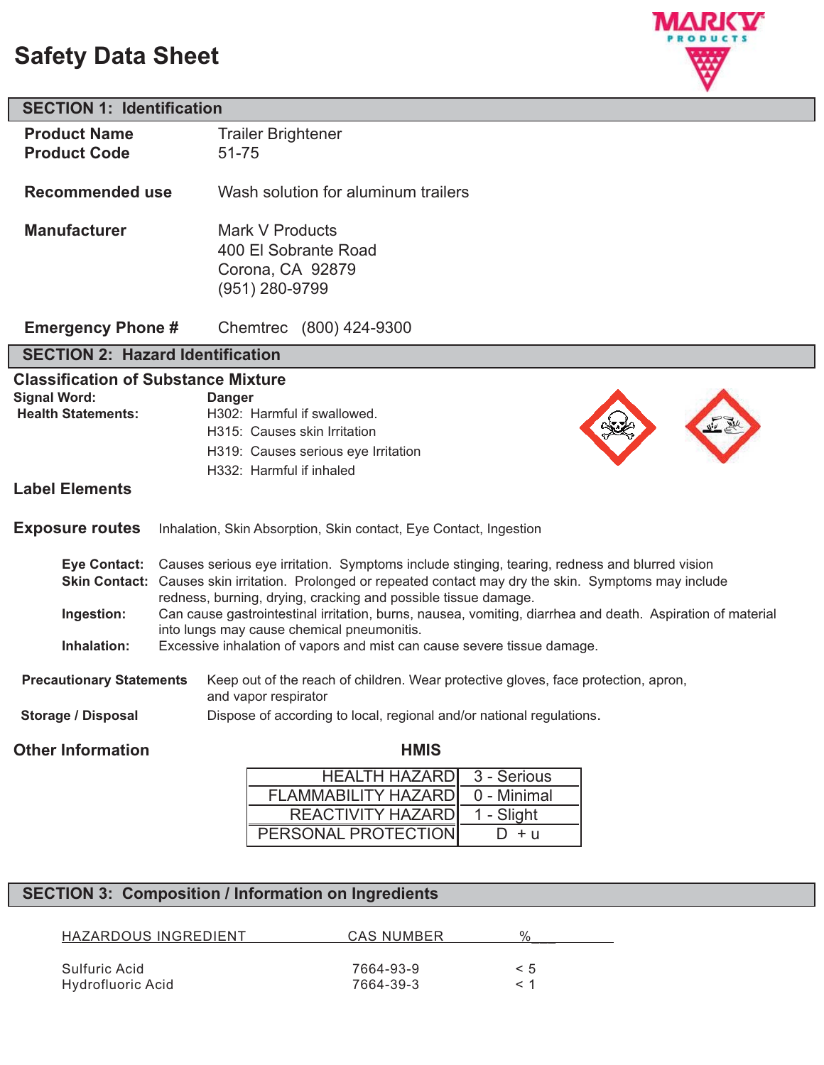# Safety Data Sheet

## SECTION 1: Identification

**Product Name** Trailer Brightener
**Product Code** 51-75

**Recommended use** Wash solution for aluminum trailers

**Manufacturer** Mark V Products
400 El Sobrante Road
Corona, CA 92879
(951) 280-9799

**Emergency Phone #** Chemtrec (800) 424-9300

## SECTION 2: Hazard Identification

### Classification of Substance Mixture

**Signal Word:** **Danger**

**Health Statements:**
H302: Harmful if swallowed.
H315: Causes skin Irritation
H319: Causes serious eye Irritation
H332: Harmful if inhaled

### Label Elements

**Exposure routes** Inhalation, Skin Absorption, Skin contact, Eye Contact, Ingestion

**Eye Contact:** Causes serious eye irritation. Symptoms include stinging, tearing, redness and blurred vision
**Skin Contact:** Causes skin irritation. Prolonged or repeated contact may dry the skin. Symptoms may include redness, burning, drying, cracking and possible tissue damage.
**Ingestion:** Can cause gastrointestinal irritation, burns, nausea, vomiting, diarrhea and death. Aspiration of material into lungs may cause chemical pneumonitis.
**Inhalation:** Excessive inhalation of vapors and mist can cause severe tissue damage.

**Precautionary Statements** Keep out of the reach of children. Wear protective gloves, face protection, apron, and vapor respirator

**Storage / Disposal** Dispose of according to local, regional and/or national regulations.

### Other Information

**HMIS**

| | |
|---|---|
| HEALTH HAZARD | 3 - Serious |
| FLAMMABILITY HAZARD | 0 - Minimal |
| REACTIVITY HAZARD | 1 - Slight |
| PERSONAL PROTECTION | D + u |

## SECTION 3: Composition / Information on Ingredients

| HAZARDOUS INGREDIENT | CAS NUMBER | % |
|---|---|---|
| Sulfuric Acid | 7664-93-9 | < 5 |
| Hydrofluoric Acid | 7664-39-3 | < 1 |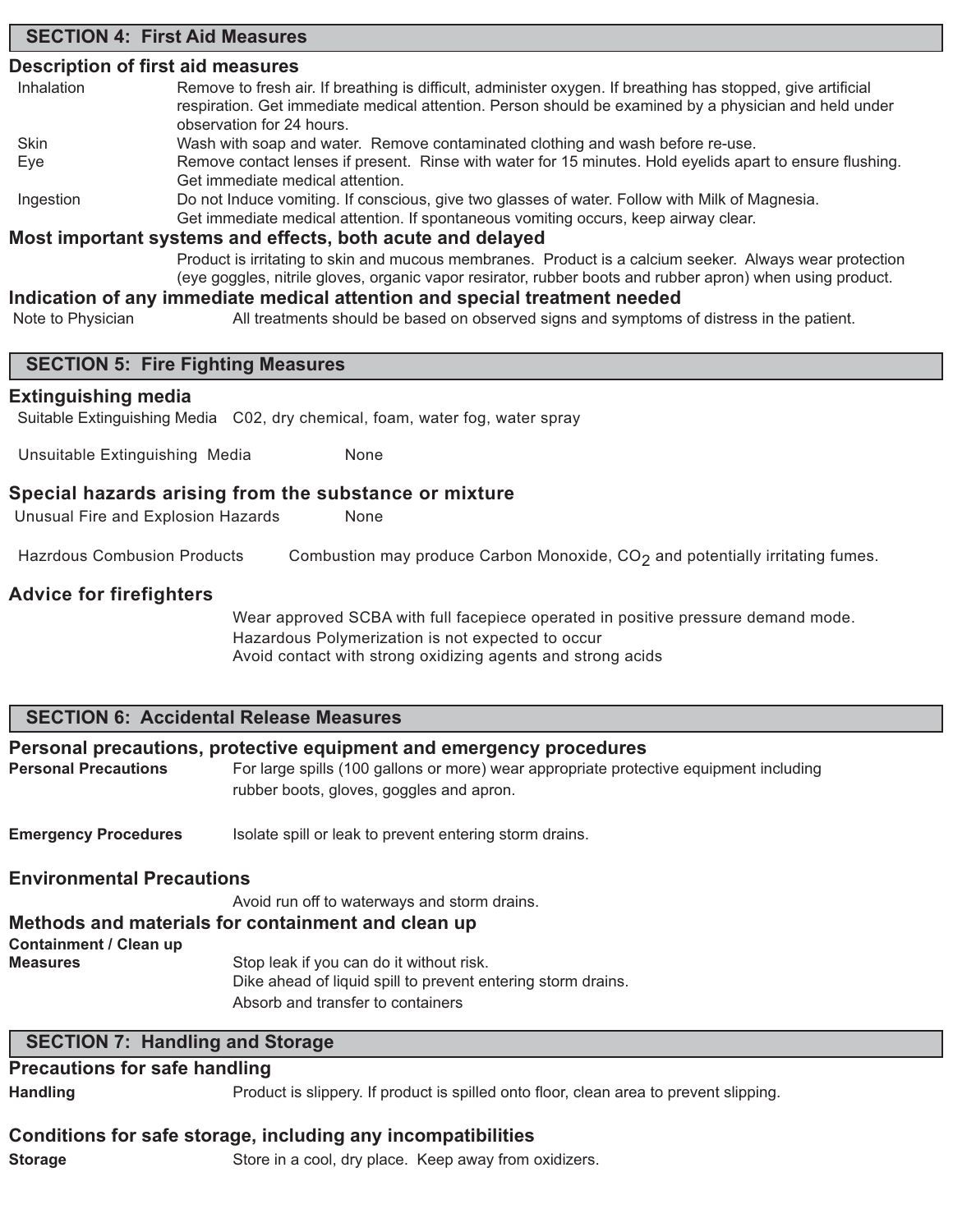## SECTION 4: First Aid Measures

### Description of first aid measures

**Inhalation** — Remove to fresh air. If breathing is difficult, administer oxygen. If breathing has stopped, give artificial respiration. Get immediate medical attention. Person should be examined by a physician and held under observation for 24 hours.

**Skin** — Wash with soap and water. Remove contaminated clothing and wash before re-use.

**Eye** — Remove contact lenses if present. Rinse with water for 15 minutes. Hold eyelids apart to ensure flushing. Get immediate medical attention.

**Ingestion** — Do not Induce vomiting. If conscious, give two glasses of water. Follow with Milk of Magnesia. Get immediate medical attention. If spontaneous vomiting occurs, keep airway clear.

### Most important systems and effects, both acute and delayed

Product is irritating to skin and mucous membranes. Product is a calcium seeker. Always wear protection (eye goggles, nitrile gloves, organic vapor resirator, rubber boots and rubber apron) when using product.

### Indication of any immediate medical attention and special treatment needed

**Note to Physician** — All treatments should be based on observed signs and symptoms of distress in the patient.

## SECTION 5: Fire Fighting Measures

### Extinguishing media

**Suitable Extinguishing Media** — C02, dry chemical, foam, water fog, water spray

**Unsuitable Extinguishing Media** — None

### Special hazards arising from the substance or mixture

**Unusual Fire and Explosion Hazards** — None

**Hazrdous Combustion Products** — Combustion may produce Carbon Monoxide, $CO_2$ and potentially irritating fumes.

### Advice for firefighters

Wear approved SCBA with full facepiece operated in positive pressure demand mode.
Hazardous Polymerization is not expected to occur
Avoid contact with strong oxidizing agents and strong acids

## SECTION 6: Accidental Release Measures

### Personal precautions, protective equipment and emergency procedures

**Personal Precautions** — For large spills (100 gallons or more) wear appropriate protective equipment including rubber boots, gloves, goggles and apron.

**Emergency Procedures** — Isolate spill or leak to prevent entering storm drains.

### Environmental Precautions

Avoid run off to waterways and storm drains.

### Methods and materials for containment and clean up

**Containment / Clean up Measures** — Stop leak if you can do it without risk.
Dike ahead of liquid spill to prevent entering storm drains.
Absorb and transfer to containers

## SECTION 7: Handling and Storage

### Precautions for safe handling

**Handling** — Product is slippery. If product is spilled onto floor, clean area to prevent slipping.

### Conditions for safe storage, including any incompatibilities

**Storage** — Store in a cool, dry place. Keep away from oxidizers.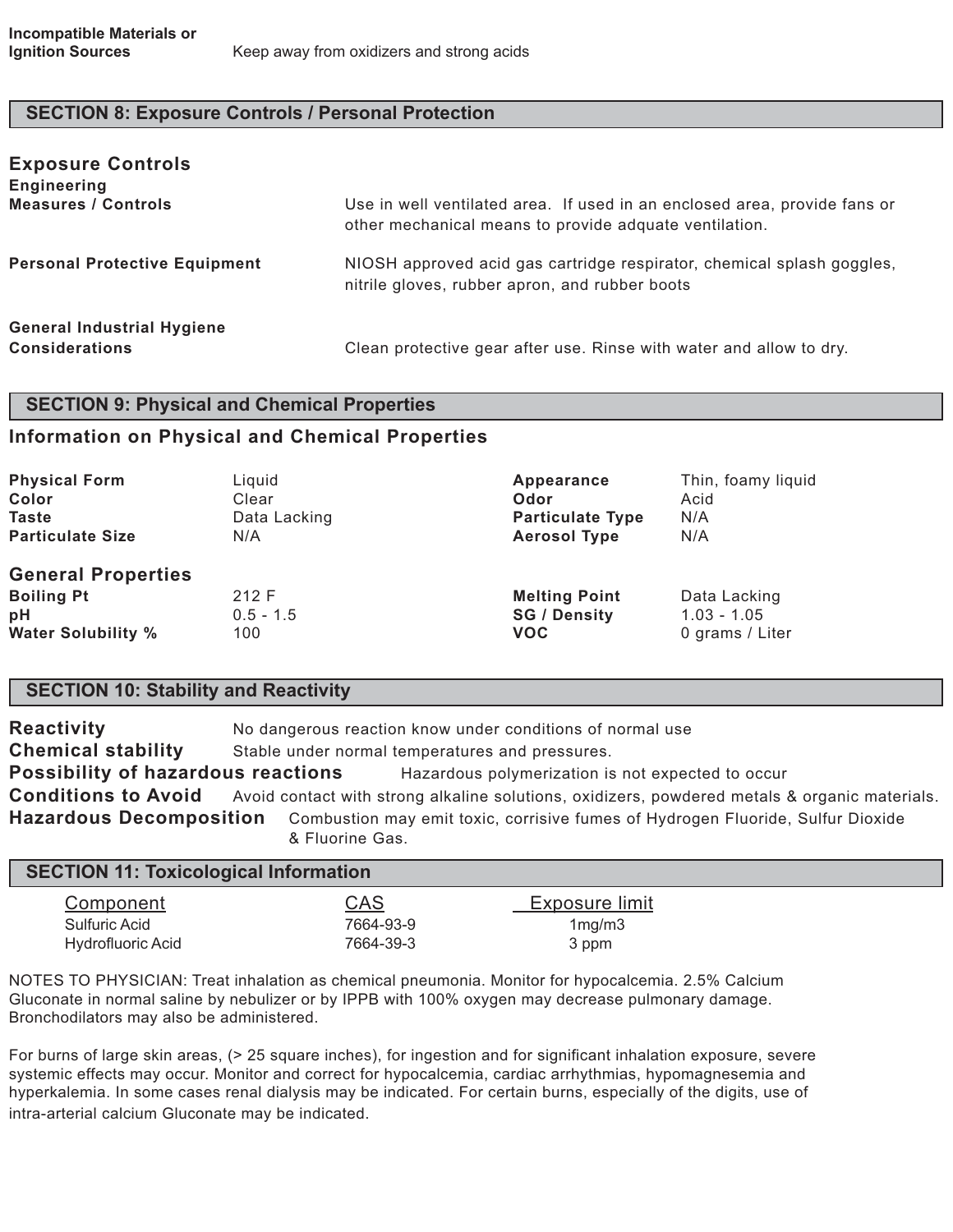**Incompatible Materials or Ignition Sources** Keep away from oxidizers and strong acids

## SECTION 8: Exposure Controls / Personal Protection

### Exposure Controls

**Engineering Measures / Controls** Use in well ventilated area. If used in an enclosed area, provide fans or other mechanical means to provide adquate ventilation.

**Personal Protective Equipment** NIOSH approved acid gas cartridge respirator, chemical splash goggles, nitrile gloves, rubber apron, and rubber boots

**General Industrial Hygiene Considerations** Clean protective gear after use. Rinse with water and allow to dry.

## SECTION 9: Physical and Chemical Properties

### Information on Physical and Chemical Properties

| | | | |
|---|---|---|---|
| **Physical Form** | Liquid | **Appearance** | Thin, foamy liquid |
| **Color** | Clear | **Odor** | Acid |
| **Taste** | Data Lacking | **Particulate Type** | N/A |
| **Particulate Size** | N/A | **Aerosol Type** | N/A |

### General Properties

| | | | |
|---|---|---|---|
| **Boiling Pt** | 212 F | **Melting Point** | Data Lacking |
| **pH** | 0.5 - 1.5 | **SG / Density** | 1.03 - 1.05 |
| **Water Solubility %** | 100 | **VOC** | 0 grams / Liter |

## SECTION 10: Stability and Reactivity

**Reactivity** No dangerous reaction know under conditions of normal use

**Chemical stability** Stable under normal temperatures and pressures.

**Possibility of hazardous reactions** Hazardous polymerization is not expected to occur

**Conditions to Avoid** Avoid contact with strong alkaline solutions, oxidizers, powdered metals & organic materials.

**Hazardous Decomposition** Combustion may emit toxic, corrisive fumes of Hydrogen Fluoride, Sulfur Dioxide & Fluorine Gas.

## SECTION 11: Toxicological Information

| Component | CAS | Exposure limit |
|---|---|---|
| Sulfuric Acid | 7664-93-9 | 1mg/m3 |
| Hydrofluoric Acid | 7664-39-3 | 3 ppm |

NOTES TO PHYSICIAN: Treat inhalation as chemical pneumonia. Monitor for hypocalcemia. 2.5% Calcium Gluconate in normal saline by nebulizer or by IPPB with 100% oxygen may decrease pulmonary damage. Bronchodilators may also be administered.

For burns of large skin areas, (> 25 square inches), for ingestion and for significant inhalation exposure, severe systemic effects may occur. Monitor and correct for hypocalcemia, cardiac arrhythmias, hypomagnesemia and hyperkalemia. In some cases renal dialysis may be indicated. For certain burns, especially of the digits, use of intra-arterial calcium Gluconate may be indicated.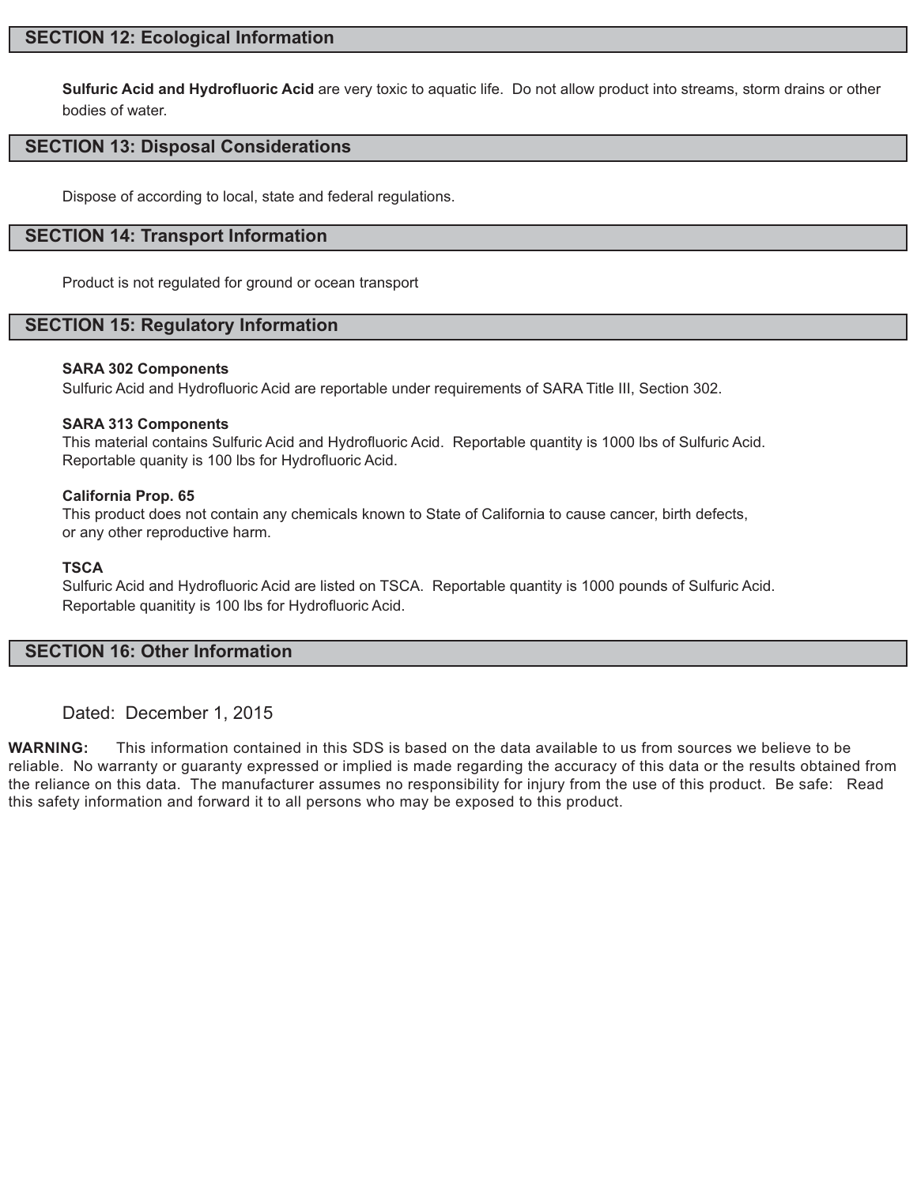## SECTION 12: Ecological Information

**Sulfuric Acid and Hydrofluoric Acid** are very toxic to aquatic life. Do not allow product into streams, storm drains or other bodies of water.

## SECTION 13: Disposal Considerations

Dispose of according to local, state and federal regulations.

## SECTION 14: Transport Information

Product is not regulated for ground or ocean transport

## SECTION 15: Regulatory Information

**SARA 302 Components**
Sulfuric Acid and Hydrofluoric Acid are reportable under requirements of SARA Title III, Section 302.

**SARA 313 Components**
This material contains Sulfuric Acid and Hydrofluoric Acid. Reportable quantity is 1000 lbs of Sulfuric Acid.
Reportable quanity is 100 lbs for Hydrofluoric Acid.

**California Prop. 65**
This product does not contain any chemicals known to State of California to cause cancer, birth defects, or any other reproductive harm.

**TSCA**
Sulfuric Acid and Hydrofluoric Acid are listed on TSCA. Reportable quantity is 1000 pounds of Sulfuric Acid.
Reportable quanitity is 100 lbs for Hydrofluoric Acid.

## SECTION 16: Other Information

Dated: December 1, 2015

**WARNING:** This information contained in this SDS is based on the data available to us from sources we believe to be reliable. No warranty or guaranty expressed or implied is made regarding the accuracy of this data or the results obtained from the reliance on this data. The manufacturer assumes no responsibility for injury from the use of this product. Be safe: Read this safety information and forward it to all persons who may be exposed to this product.